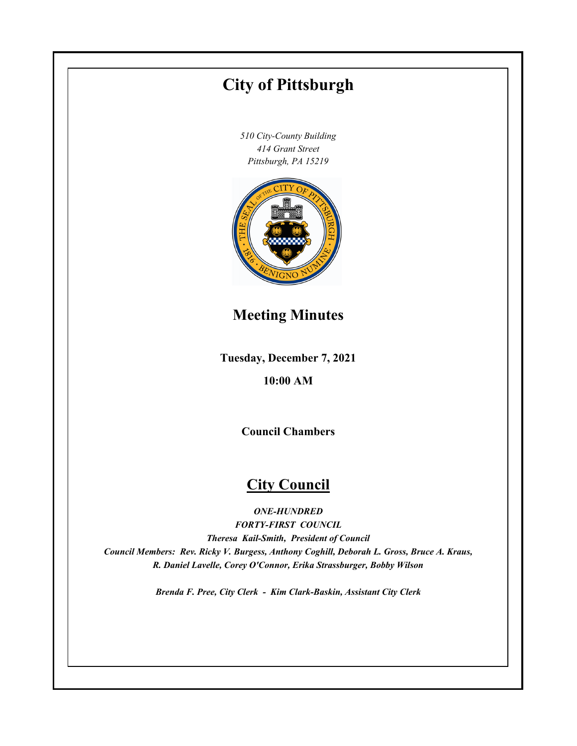# City of Pittsburgh

*510 City-County Building*
*414 Grant Street*
*Pittsburgh, PA 15219*

## Meeting Minutes

**Tuesday, December 7, 2021**

**10:00 AM**

**Council Chambers**

## City Council

***ONE-HUNDRED***
***FORTY-FIRST COUNCIL***
***Theresa Kail-Smith, President of Council***
***Council Members: Rev. Ricky V. Burgess, Anthony Coghill, Deborah L. Gross, Bruce A. Kraus, R. Daniel Lavelle, Corey O'Connor, Erika Strassburger, Bobby Wilson***

***Brenda F. Pree, City Clerk - Kim Clark-Baskin, Assistant City Clerk***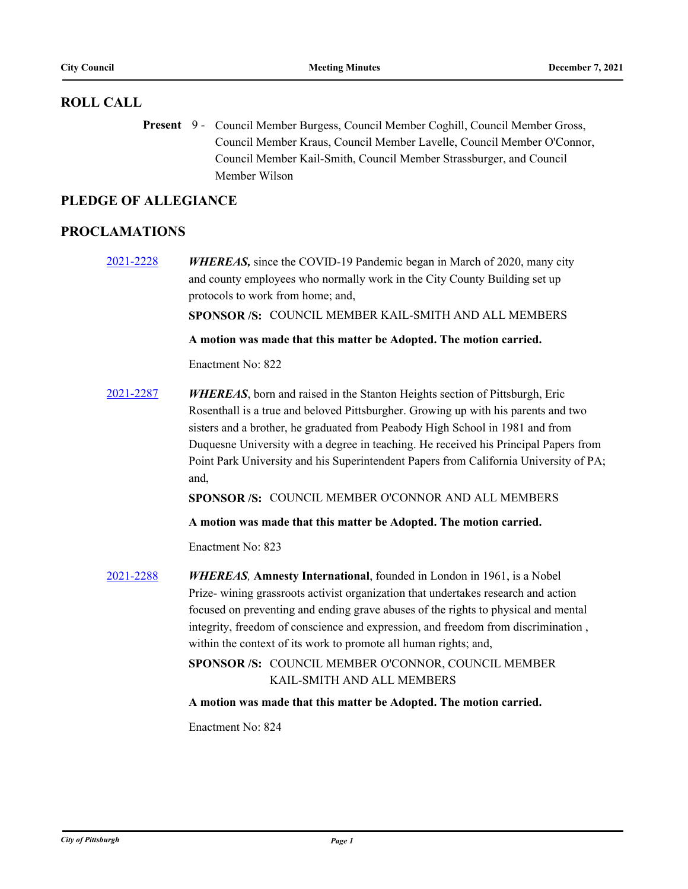## ROLL CALL

**Present** 9 - Council Member Burgess, Council Member Coghill, Council Member Gross, Council Member Kraus, Council Member Lavelle, Council Member O'Connor, Council Member Kail-Smith, Council Member Strassburger, and Council Member Wilson

## PLEDGE OF ALLEGIANCE

## PROCLAMATIONS

[2021-2228](2021-2228) ***WHEREAS,*** since the COVID-19 Pandemic began in March of 2020, many city and county employees who normally work in the City County Building set up protocols to work from home; and,

**SPONSOR /S:** COUNCIL MEMBER KAIL-SMITH AND ALL MEMBERS

**A motion was made that this matter be Adopted. The motion carried.**

Enactment No: 822

[2021-2287](2021-2287) ***WHEREAS***, born and raised in the Stanton Heights section of Pittsburgh, Eric Rosenthall is a true and beloved Pittsburgher. Growing up with his parents and two sisters and a brother, he graduated from Peabody High School in 1981 and from Duquesne University with a degree in teaching. He received his Principal Papers from Point Park University and his Superintendent Papers from California University of PA; and,

**SPONSOR /S:** COUNCIL MEMBER O'CONNOR AND ALL MEMBERS

**A motion was made that this matter be Adopted. The motion carried.**

Enactment No: 823

[2021-2288](2021-2288) ***WHEREAS,*** **Amnesty International**, founded in London in 1961, is a Nobel Prize- wining grassroots activist organization that undertakes research and action focused on preventing and ending grave abuses of the rights to physical and mental integrity, freedom of conscience and expression, and freedom from discrimination , within the context of its work to promote all human rights; and,

**SPONSOR /S:** COUNCIL MEMBER O'CONNOR, COUNCIL MEMBER KAIL-SMITH AND ALL MEMBERS

**A motion was made that this matter be Adopted. The motion carried.**

Enactment No: 824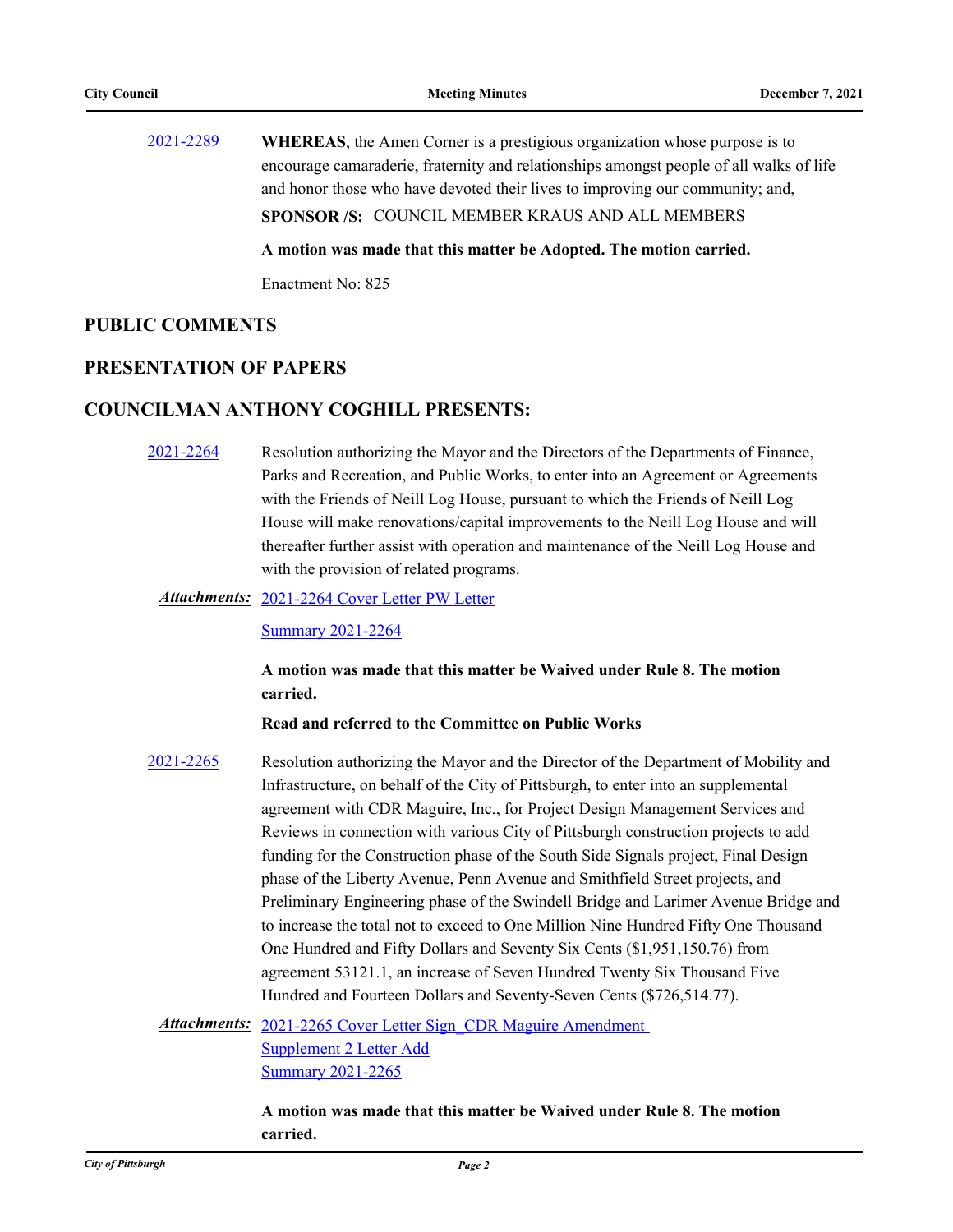2021-2289 **WHEREAS**, the Amen Corner is a prestigious organization whose purpose is to encourage camaraderie, fraternity and relationships amongst people of all walks of life and honor those who have devoted their lives to improving our community; and,

**SPONSOR /S:** COUNCIL MEMBER KRAUS AND ALL MEMBERS

**A motion was made that this matter be Adopted. The motion carried.**

Enactment No: 825

## PUBLIC COMMENTS

## PRESENTATION OF PAPERS

## COUNCILMAN ANTHONY COGHILL PRESENTS:

2021-2264 Resolution authorizing the Mayor and the Directors of the Departments of Finance, Parks and Recreation, and Public Works, to enter into an Agreement or Agreements with the Friends of Neill Log House, pursuant to which the Friends of Neill Log House will make renovations/capital improvements to the Neill Log House and will thereafter further assist with operation and maintenance of the Neill Log House and with the provision of related programs.

***Attachments:*** 2021-2264 Cover Letter PW Letter

Summary 2021-2264

**A motion was made that this matter be Waived under Rule 8. The motion carried.**

**Read and referred to the Committee on Public Works**

2021-2265 Resolution authorizing the Mayor and the Director of the Department of Mobility and Infrastructure, on behalf of the City of Pittsburgh, to enter into an supplemental agreement with CDR Maguire, Inc., for Project Design Management Services and Reviews in connection with various City of Pittsburgh construction projects to add funding for the Construction phase of the South Side Signals project, Final Design phase of the Liberty Avenue, Penn Avenue and Smithfield Street projects, and Preliminary Engineering phase of the Swindell Bridge and Larimer Avenue Bridge and to increase the total not to exceed to One Million Nine Hundred Fifty One Thousand One Hundred and Fifty Dollars and Seventy Six Cents ($1,951,150.76) from agreement 53121.1, an increase of Seven Hundred Twenty Six Thousand Five Hundred and Fourteen Dollars and Seventy-Seven Cents ($726,514.77).

***Attachments:*** 2021-2265 Cover Letter Sign_CDR Maguire Amendment Supplement 2 Letter Add

Summary 2021-2265

**A motion was made that this matter be Waived under Rule 8. The motion carried.**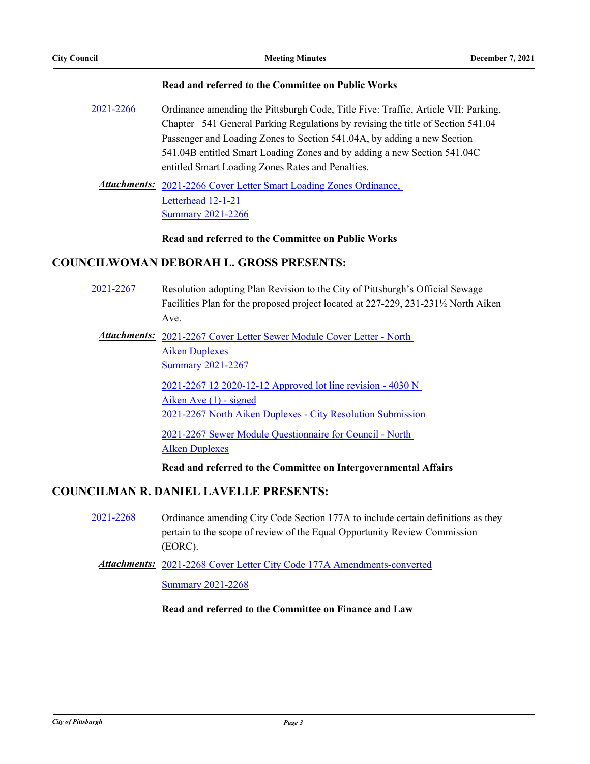**Read and referred to the Committee on Public Works**

2021-2266 Ordinance amending the Pittsburgh Code, Title Five: Traffic, Article VII: Parking, Chapter 541 General Parking Regulations by revising the title of Section 541.04 Passenger and Loading Zones to Section 541.04A, by adding a new Section 541.04B entitled Smart Loading Zones and by adding a new Section 541.04C entitled Smart Loading Zones Rates and Penalties.

***Attachments:*** 2021-2266 Cover Letter Smart Loading Zones Ordinance, Letterhead 12-1-21
Summary 2021-2266

**Read and referred to the Committee on Public Works**

## COUNCILWOMAN DEBORAH L. GROSS PRESENTS:

2021-2267 Resolution adopting Plan Revision to the City of Pittsburgh's Official Sewage Facilities Plan for the proposed project located at 227-229, 231-231½ North Aiken Ave.

***Attachments:*** 2021-2267 Cover Letter Sewer Module Cover Letter - North Aiken Duplexes
Summary 2021-2267
2021-2267 12 2020-12-12 Approved lot line revision - 4030 N Aiken Ave (1) - signed
2021-2267 North Aiken Duplexes - City Resolution Submission
2021-2267 Sewer Module Questionnaire for Council - North AIken Duplexes

**Read and referred to the Committee on Intergovernmental Affairs**

## COUNCILMAN R. DANIEL LAVELLE PRESENTS:

2021-2268 Ordinance amending City Code Section 177A to include certain definitions as they pertain to the scope of review of the Equal Opportunity Review Commission (EORC).

***Attachments:*** 2021-2268 Cover Letter City Code 177A Amendments-converted
Summary 2021-2268

**Read and referred to the Committee on Finance and Law**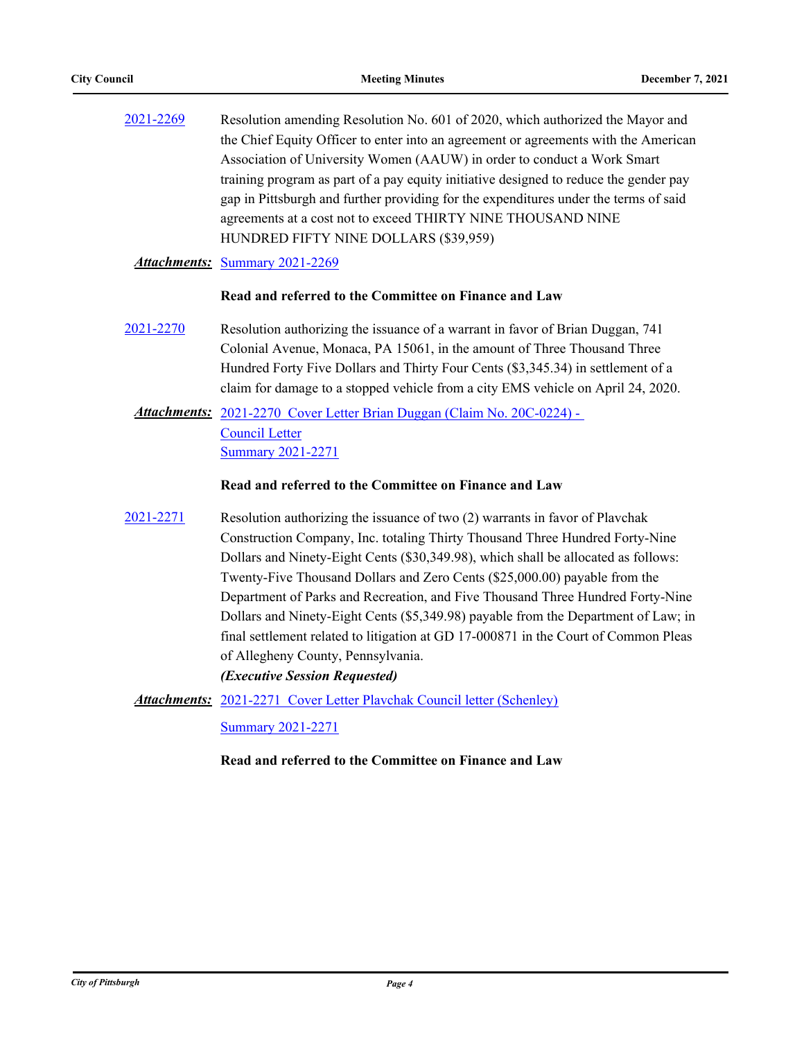2021-2269 Resolution amending Resolution No. 601 of 2020, which authorized the Mayor and the Chief Equity Officer to enter into an agreement or agreements with the American Association of University Women (AAUW) in order to conduct a Work Smart training program as part of a pay equity initiative designed to reduce the gender pay gap in Pittsburgh and further providing for the expenditures under the terms of said agreements at a cost not to exceed THIRTY NINE THOUSAND NINE HUNDRED FIFTY NINE DOLLARS ($39,959)

***Attachments:*** Summary 2021-2269

**Read and referred to the Committee on Finance and Law**

2021-2270 Resolution authorizing the issuance of a warrant in favor of Brian Duggan, 741 Colonial Avenue, Monaca, PA 15061, in the amount of Three Thousand Three Hundred Forty Five Dollars and Thirty Four Cents ($3,345.34) in settlement of a claim for damage to a stopped vehicle from a city EMS vehicle on April 24, 2020.

***Attachments:*** 2021-2270 Cover Letter Brian Duggan (Claim No. 20C-0224) - Council Letter
Summary 2021-2271

**Read and referred to the Committee on Finance and Law**

2021-2271 Resolution authorizing the issuance of two (2) warrants in favor of Plavchak Construction Company, Inc. totaling Thirty Thousand Three Hundred Forty-Nine Dollars and Ninety-Eight Cents ($30,349.98), which shall be allocated as follows: Twenty-Five Thousand Dollars and Zero Cents ($25,000.00) payable from the Department of Parks and Recreation, and Five Thousand Three Hundred Forty-Nine Dollars and Ninety-Eight Cents ($5,349.98) payable from the Department of Law; in final settlement related to litigation at GD 17-000871 in the Court of Common Pleas of Allegheny County, Pennsylvania.
***(Executive Session Requested)***

***Attachments:*** 2021-2271 Cover Letter Plavchak Council letter (Schenley)
Summary 2021-2271

**Read and referred to the Committee on Finance and Law**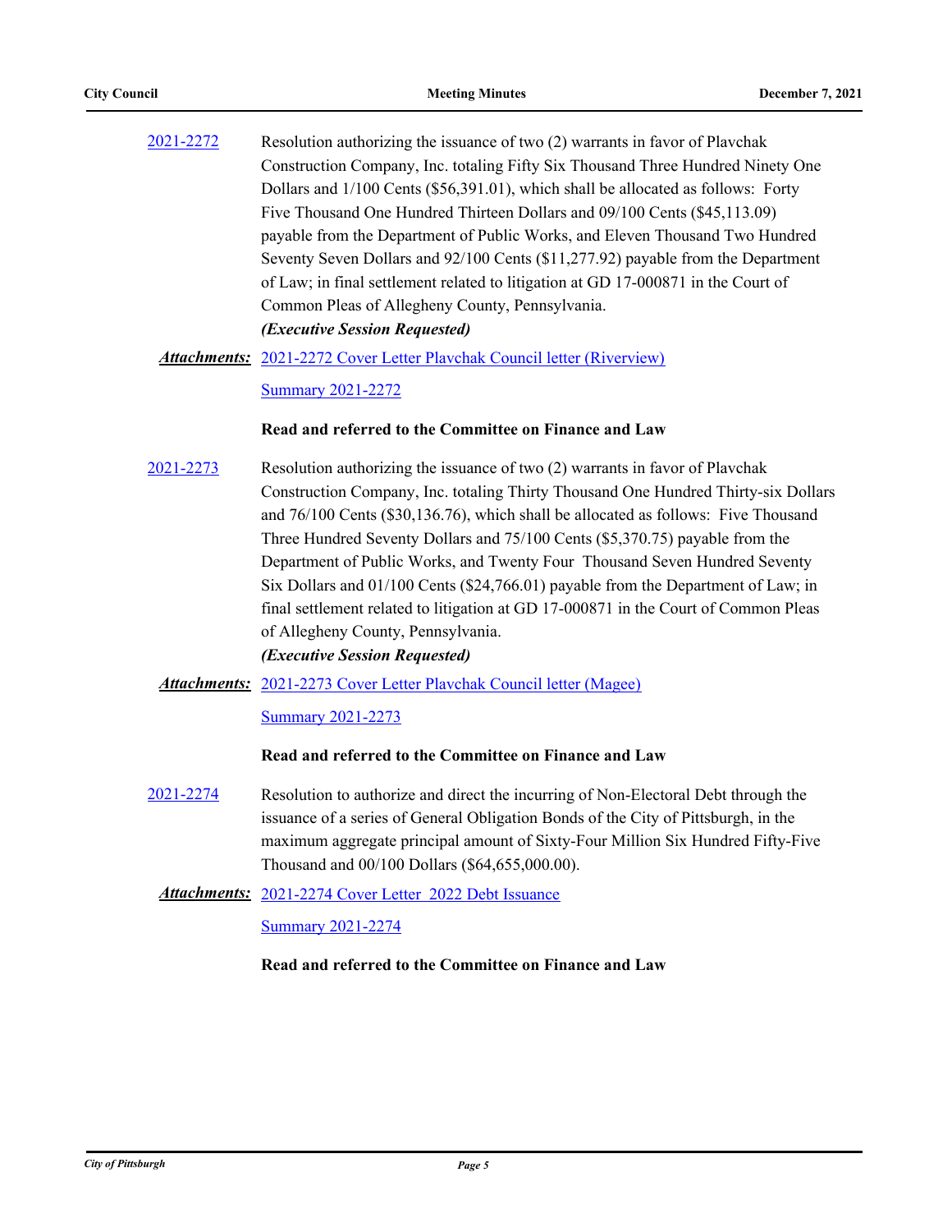2021-2272 Resolution authorizing the issuance of two (2) warrants in favor of Plavchak Construction Company, Inc. totaling Fifty Six Thousand Three Hundred Ninety One Dollars and 1/100 Cents ($56,391.01), which shall be allocated as follows: Forty Five Thousand One Hundred Thirteen Dollars and 09/100 Cents ($45,113.09) payable from the Department of Public Works, and Eleven Thousand Two Hundred Seventy Seven Dollars and 92/100 Cents ($11,277.92) payable from the Department of Law; in final settlement related to litigation at GD 17-000871 in the Court of Common Pleas of Allegheny County, Pennsylvania.
***(Executive Session Requested)***

***Attachments:*** 2021-2272 Cover Letter Plavchak Council letter (Riverview)

Summary 2021-2272

**Read and referred to the Committee on Finance and Law**

2021-2273 Resolution authorizing the issuance of two (2) warrants in favor of Plavchak Construction Company, Inc. totaling Thirty Thousand One Hundred Thirty-six Dollars and 76/100 Cents ($30,136.76), which shall be allocated as follows: Five Thousand Three Hundred Seventy Dollars and 75/100 Cents ($5,370.75) payable from the Department of Public Works, and Twenty Four Thousand Seven Hundred Seventy Six Dollars and 01/100 Cents ($24,766.01) payable from the Department of Law; in final settlement related to litigation at GD 17-000871 in the Court of Common Pleas of Allegheny County, Pennsylvania.
***(Executive Session Requested)***

***Attachments:*** 2021-2273 Cover Letter Plavchak Council letter (Magee)

Summary 2021-2273

**Read and referred to the Committee on Finance and Law**

2021-2274 Resolution to authorize and direct the incurring of Non-Electoral Debt through the issuance of a series of General Obligation Bonds of the City of Pittsburgh, in the maximum aggregate principal amount of Sixty-Four Million Six Hundred Fifty-Five Thousand and 00/100 Dollars ($64,655,000.00).

***Attachments:*** 2021-2274 Cover Letter 2022 Debt Issuance

Summary 2021-2274

**Read and referred to the Committee on Finance and Law**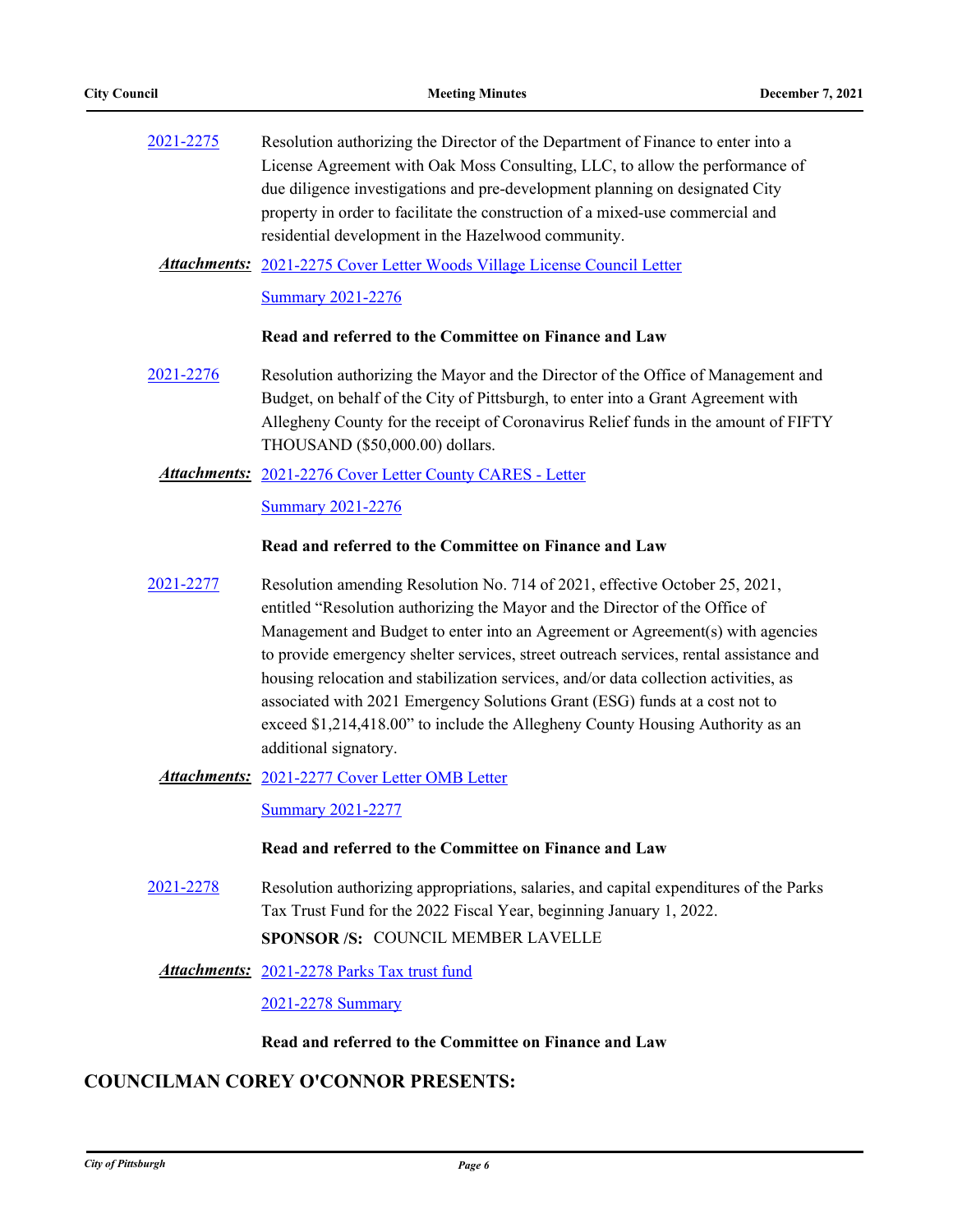[2021-2275](#) Resolution authorizing the Director of the Department of Finance to enter into a License Agreement with Oak Moss Consulting, LLC, to allow the performance of due diligence investigations and pre-development planning on designated City property in order to facilitate the construction of a mixed-use commercial and residential development in the Hazelwood community.

***Attachments:*** [2021-2275 Cover Letter Woods Village License Council Letter](#)

[Summary 2021-2276](#)

**Read and referred to the Committee on Finance and Law**

[2021-2276](#) Resolution authorizing the Mayor and the Director of the Office of Management and Budget, on behalf of the City of Pittsburgh, to enter into a Grant Agreement with Allegheny County for the receipt of Coronavirus Relief funds in the amount of FIFTY THOUSAND ($50,000.00) dollars.

***Attachments:*** [2021-2276 Cover Letter County CARES - Letter](#)

[Summary 2021-2276](#)

**Read and referred to the Committee on Finance and Law**

[2021-2277](#) Resolution amending Resolution No. 714 of 2021, effective October 25, 2021, entitled "Resolution authorizing the Mayor and the Director of the Office of Management and Budget to enter into an Agreement or Agreement(s) with agencies to provide emergency shelter services, street outreach services, rental assistance and housing relocation and stabilization services, and/or data collection activities, as associated with 2021 Emergency Solutions Grant (ESG) funds at a cost not to exceed $1,214,418.00" to include the Allegheny County Housing Authority as an additional signatory.

***Attachments:*** [2021-2277 Cover Letter OMB Letter](#)

[Summary 2021-2277](#)

**Read and referred to the Committee on Finance and Law**

[2021-2278](#) Resolution authorizing appropriations, salaries, and capital expenditures of the Parks Tax Trust Fund for the 2022 Fiscal Year, beginning January 1, 2022.

**SPONSOR /S:** COUNCIL MEMBER LAVELLE

***Attachments:*** [2021-2278 Parks Tax trust fund](#)

[2021-2278 Summary](#)

**Read and referred to the Committee on Finance and Law**

## COUNCILMAN COREY O'CONNOR PRESENTS: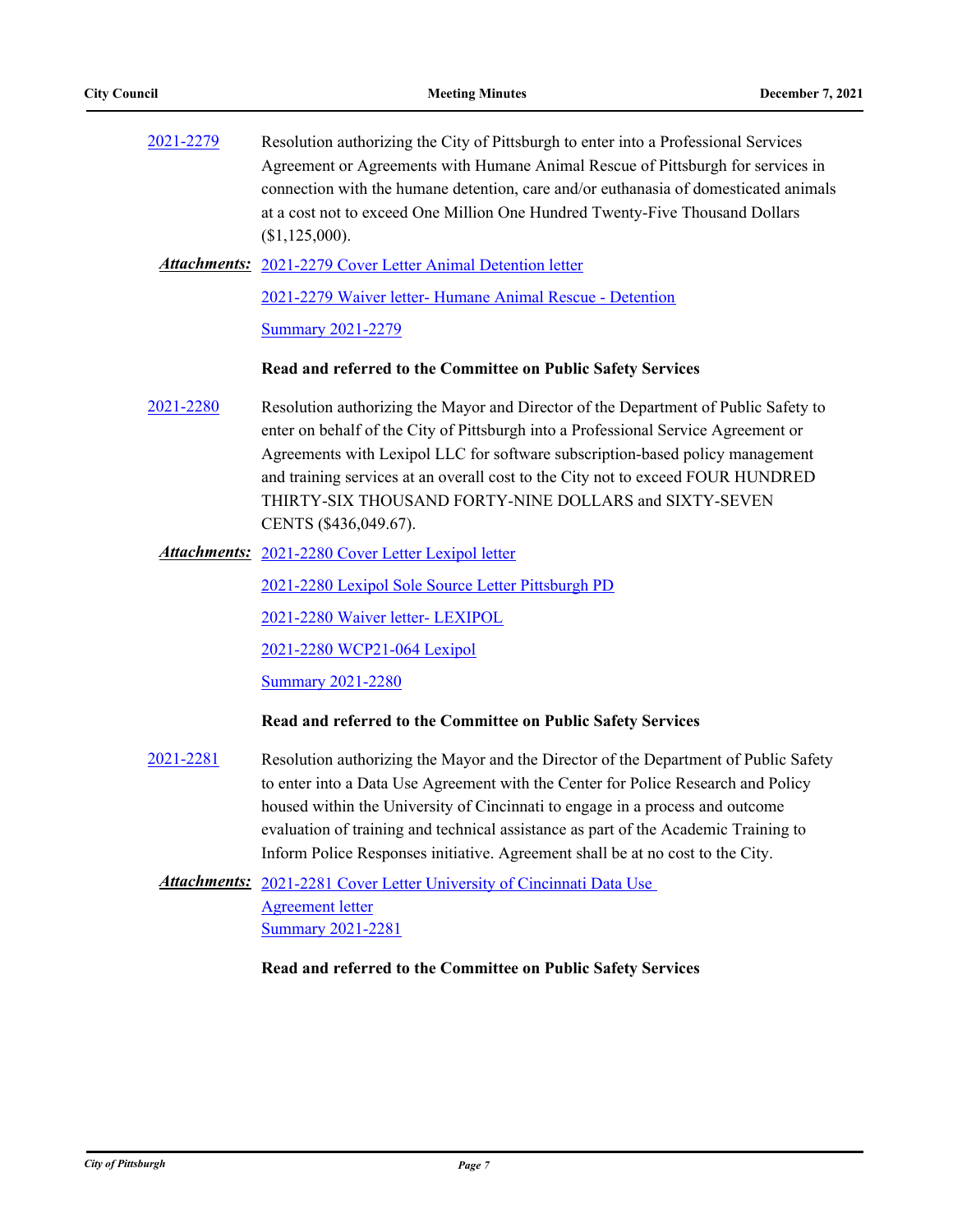2021-2279 Resolution authorizing the City of Pittsburgh to enter into a Professional Services Agreement or Agreements with Humane Animal Rescue of Pittsburgh for services in connection with the humane detention, care and/or euthanasia of domesticated animals at a cost not to exceed One Million One Hundred Twenty-Five Thousand Dollars ($1,125,000).

***Attachments:*** 2021-2279 Cover Letter Animal Detention letter

2021-2279 Waiver letter- Humane Animal Rescue - Detention

Summary 2021-2279

**Read and referred to the Committee on Public Safety Services**

2021-2280 Resolution authorizing the Mayor and Director of the Department of Public Safety to enter on behalf of the City of Pittsburgh into a Professional Service Agreement or Agreements with Lexipol LLC for software subscription-based policy management and training services at an overall cost to the City not to exceed FOUR HUNDRED THIRTY-SIX THOUSAND FORTY-NINE DOLLARS and SIXTY-SEVEN CENTS ($436,049.67).

***Attachments:*** 2021-2280 Cover Letter Lexipol letter

2021-2280 Lexipol Sole Source Letter Pittsburgh PD

2021-2280 Waiver letter- LEXIPOL

2021-2280 WCP21-064 Lexipol

Summary 2021-2280

**Read and referred to the Committee on Public Safety Services**

2021-2281 Resolution authorizing the Mayor and the Director of the Department of Public Safety to enter into a Data Use Agreement with the Center for Police Research and Policy housed within the University of Cincinnati to engage in a process and outcome evaluation of training and technical assistance as part of the Academic Training to Inform Police Responses initiative. Agreement shall be at no cost to the City.

***Attachments:*** 2021-2281 Cover Letter University of Cincinnati Data Use Agreement letter

Summary 2021-2281

**Read and referred to the Committee on Public Safety Services**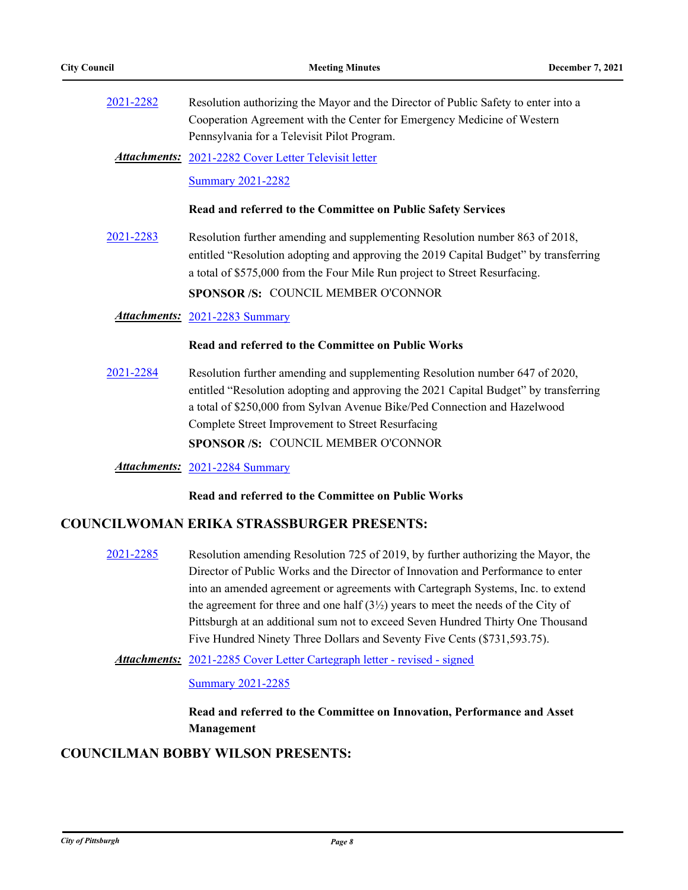[2021-2282](#) Resolution authorizing the Mayor and the Director of Public Safety to enter into a Cooperation Agreement with the Center for Emergency Medicine of Western Pennsylvania for a Televisit Pilot Program.

***Attachments:*** [2021-2282 Cover Letter Televisit letter](#)

[Summary 2021-2282](#)

**Read and referred to the Committee on Public Safety Services**

[2021-2283](#) Resolution further amending and supplementing Resolution number 863 of 2018, entitled "Resolution adopting and approving the 2019 Capital Budget" by transferring a total of $575,000 from the Four Mile Run project to Street Resurfacing.

**SPONSOR /S:** COUNCIL MEMBER O'CONNOR

***Attachments:*** [2021-2283 Summary](#)

**Read and referred to the Committee on Public Works**

[2021-2284](#) Resolution further amending and supplementing Resolution number 647 of 2020, entitled "Resolution adopting and approving the 2021 Capital Budget" by transferring a total of $250,000 from Sylvan Avenue Bike/Ped Connection and Hazelwood Complete Street Improvement to Street Resurfacing

**SPONSOR /S:** COUNCIL MEMBER O'CONNOR

***Attachments:*** [2021-2284 Summary](#)

**Read and referred to the Committee on Public Works**

## COUNCILWOMAN ERIKA STRASSBURGER PRESENTS:

[2021-2285](#) Resolution amending Resolution 725 of 2019, by further authorizing the Mayor, the Director of Public Works and the Director of Innovation and Performance to enter into an amended agreement or agreements with Cartegraph Systems, Inc. to extend the agreement for three and one half (3½) years to meet the needs of the City of Pittsburgh at an additional sum not to exceed Seven Hundred Thirty One Thousand Five Hundred Ninety Three Dollars and Seventy Five Cents ($731,593.75).

***Attachments:*** [2021-2285 Cover Letter Cartegraph letter - revised - signed](#)

[Summary 2021-2285](#)

**Read and referred to the Committee on Innovation, Performance and Asset Management**

## COUNCILMAN BOBBY WILSON PRESENTS: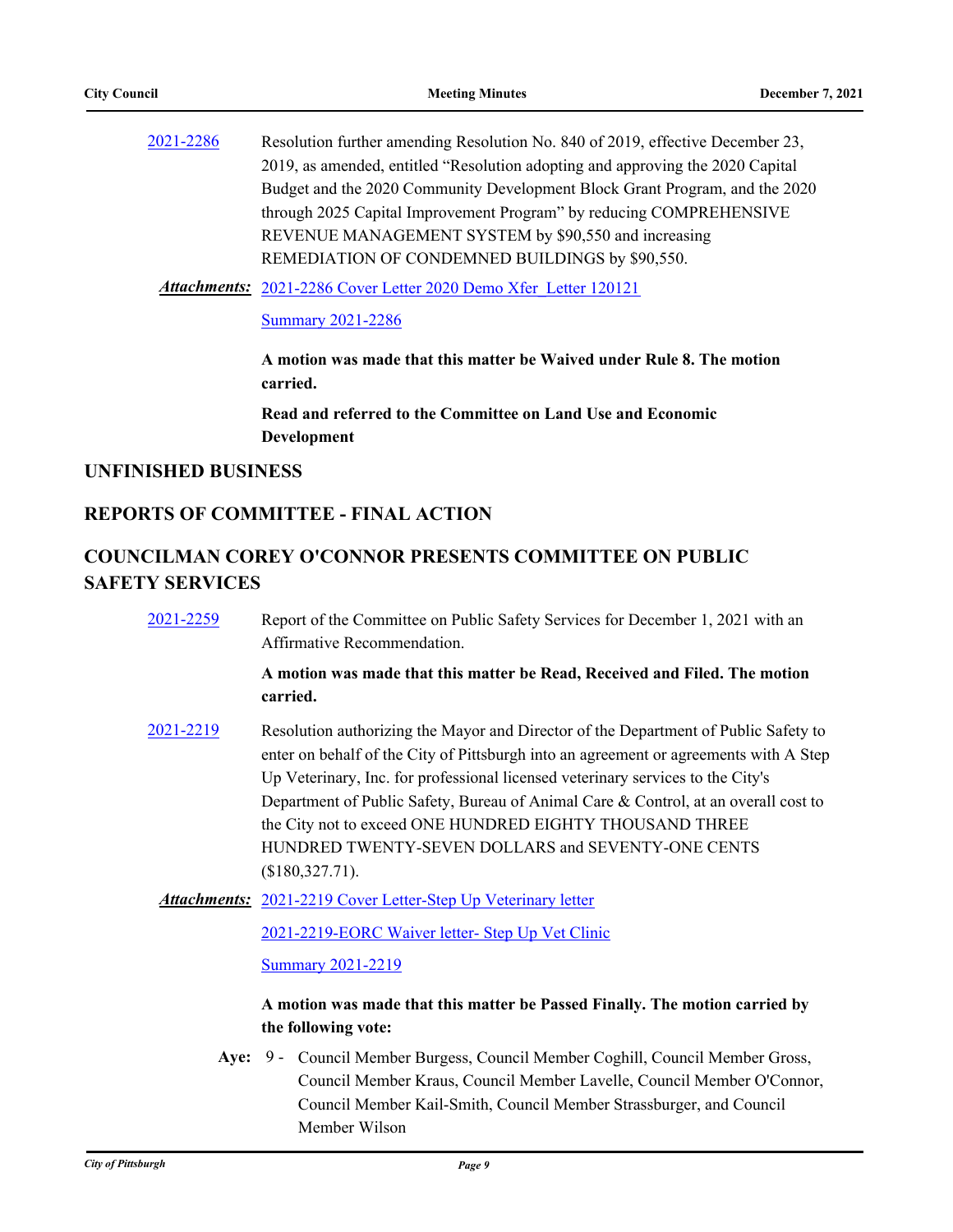2021-2286 Resolution further amending Resolution No. 840 of 2019, effective December 23, 2019, as amended, entitled “Resolution adopting and approving the 2020 Capital Budget and the 2020 Community Development Block Grant Program, and the 2020 through 2025 Capital Improvement Program” by reducing COMPREHENSIVE REVENUE MANAGEMENT SYSTEM by $90,550 and increasing REMEDIATION OF CONDEMNED BUILDINGS by $90,550.

***Attachments:*** 2021-2286 Cover Letter 2020 Demo Xfer_Letter 120121

Summary 2021-2286

**A motion was made that this matter be Waived under Rule 8. The motion carried.**

**Read and referred to the Committee on Land Use and Economic Development**

## UNFINISHED BUSINESS

## REPORTS OF COMMITTEE - FINAL ACTION

## COUNCILMAN COREY O'CONNOR PRESENTS COMMITTEE ON PUBLIC SAFETY SERVICES

2021-2259 Report of the Committee on Public Safety Services for December 1, 2021 with an Affirmative Recommendation.

**A motion was made that this matter be Read, Received and Filed. The motion carried.**

2021-2219 Resolution authorizing the Mayor and Director of the Department of Public Safety to enter on behalf of the City of Pittsburgh into an agreement or agreements with A Step Up Veterinary, Inc. for professional licensed veterinary services to the City's Department of Public Safety, Bureau of Animal Care & Control, at an overall cost to the City not to exceed ONE HUNDRED EIGHTY THOUSAND THREE HUNDRED TWENTY-SEVEN DOLLARS and SEVENTY-ONE CENTS ($180,327.71).

***Attachments:*** 2021-2219 Cover Letter-Step Up Veterinary letter

2021-2219-EORC Waiver letter- Step Up Vet Clinic

Summary 2021-2219

**A motion was made that this matter be Passed Finally. The motion carried by the following vote:**

**Aye:** 9 - Council Member Burgess, Council Member Coghill, Council Member Gross, Council Member Kraus, Council Member Lavelle, Council Member O'Connor, Council Member Kail-Smith, Council Member Strassburger, and Council Member Wilson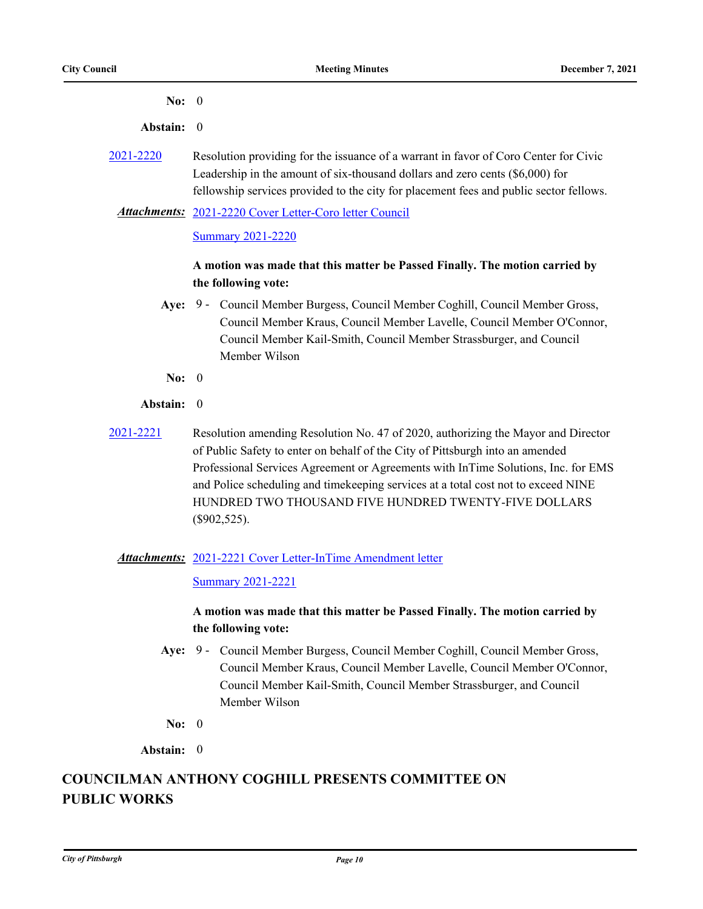**No:** 0

**Abstain:** 0

2021-2220 Resolution providing for the issuance of a warrant in favor of Coro Center for Civic Leadership in the amount of six-thousand dollars and zero cents ($6,000) for fellowship services provided to the city for placement fees and public sector fellows.

***Attachments:*** 2021-2220 Cover Letter-Coro letter Council

Summary 2021-2220

**A motion was made that this matter be Passed Finally. The motion carried by the following vote:**

**Aye:** 9 - Council Member Burgess, Council Member Coghill, Council Member Gross, Council Member Kraus, Council Member Lavelle, Council Member O'Connor, Council Member Kail-Smith, Council Member Strassburger, and Council Member Wilson

**No:** 0

**Abstain:** 0

2021-2221 Resolution amending Resolution No. 47 of 2020, authorizing the Mayor and Director of Public Safety to enter on behalf of the City of Pittsburgh into an amended Professional Services Agreement or Agreements with InTime Solutions, Inc. for EMS and Police scheduling and timekeeping services at a total cost not to exceed NINE HUNDRED TWO THOUSAND FIVE HUNDRED TWENTY-FIVE DOLLARS ($902,525).

***Attachments:*** 2021-2221 Cover Letter-InTime Amendment letter

Summary 2021-2221

**A motion was made that this matter be Passed Finally. The motion carried by the following vote:**

**Aye:** 9 - Council Member Burgess, Council Member Coghill, Council Member Gross, Council Member Kraus, Council Member Lavelle, Council Member O'Connor, Council Member Kail-Smith, Council Member Strassburger, and Council Member Wilson

**No:** 0

**Abstain:** 0

## COUNCILMAN ANTHONY COGHILL PRESENTS COMMITTEE ON PUBLIC WORKS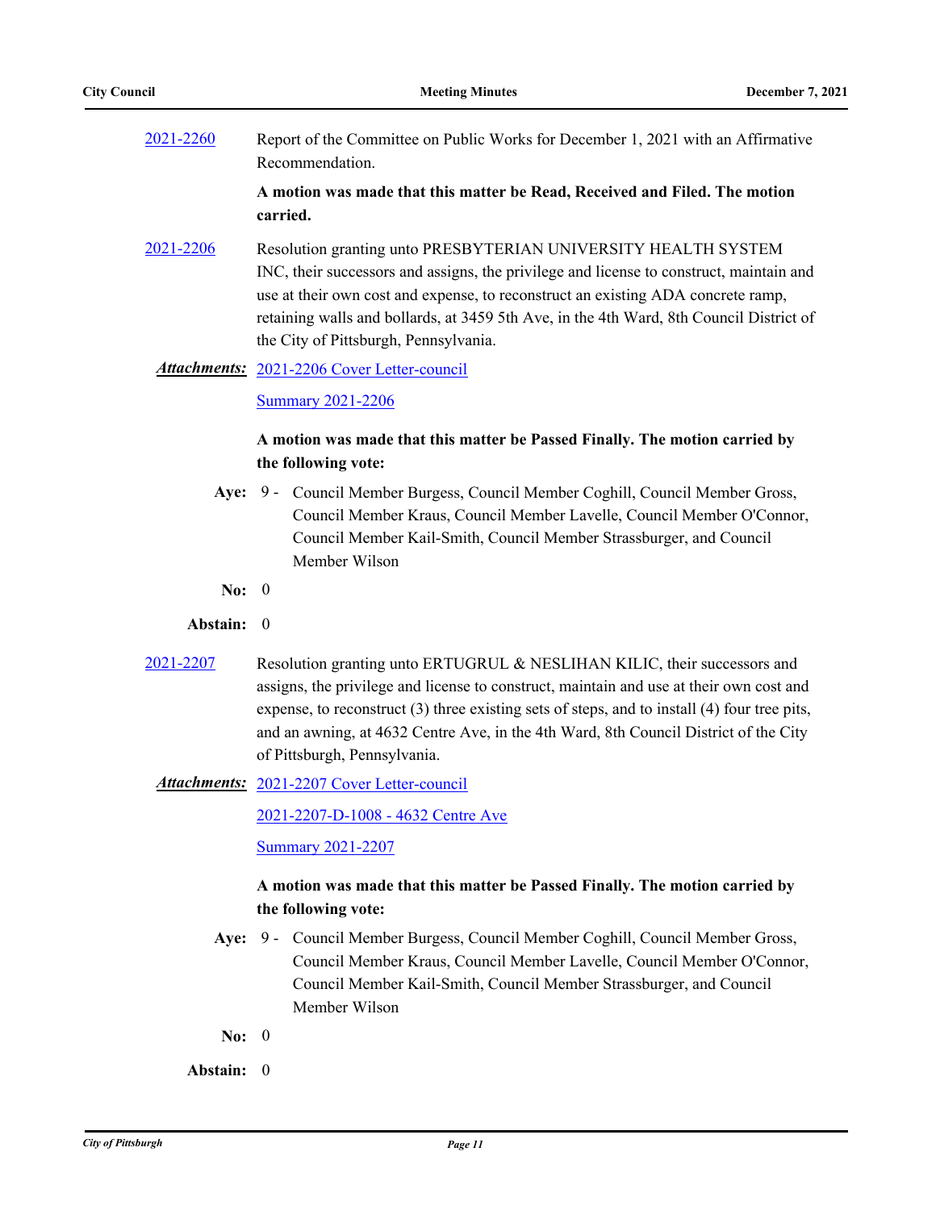2021-2260 Report of the Committee on Public Works for December 1, 2021 with an Affirmative Recommendation.

**A motion was made that this matter be Read, Received and Filed. The motion carried.**

2021-2206 Resolution granting unto PRESBYTERIAN UNIVERSITY HEALTH SYSTEM INC, their successors and assigns, the privilege and license to construct, maintain and use at their own cost and expense, to reconstruct an existing ADA concrete ramp, retaining walls and bollards, at 3459 5th Ave, in the 4th Ward, 8th Council District of the City of Pittsburgh, Pennsylvania.

***Attachments:*** 2021-2206 Cover Letter-council

Summary 2021-2206

**A motion was made that this matter be Passed Finally. The motion carried by the following vote:**

**Aye:** 9 - Council Member Burgess, Council Member Coghill, Council Member Gross, Council Member Kraus, Council Member Lavelle, Council Member O'Connor, Council Member Kail-Smith, Council Member Strassburger, and Council Member Wilson

**No:** 0

**Abstain:** 0

2021-2207 Resolution granting unto ERTUGRUL & NESLIHAN KILIC, their successors and assigns, the privilege and license to construct, maintain and use at their own cost and expense, to reconstruct (3) three existing sets of steps, and to install (4) four tree pits, and an awning, at 4632 Centre Ave, in the 4th Ward, 8th Council District of the City of Pittsburgh, Pennsylvania.

***Attachments:*** 2021-2207 Cover Letter-council

2021-2207-D-1008 - 4632 Centre Ave

Summary 2021-2207

**A motion was made that this matter be Passed Finally. The motion carried by the following vote:**

**Aye:** 9 - Council Member Burgess, Council Member Coghill, Council Member Gross, Council Member Kraus, Council Member Lavelle, Council Member O'Connor, Council Member Kail-Smith, Council Member Strassburger, and Council Member Wilson

**No:** 0

**Abstain:** 0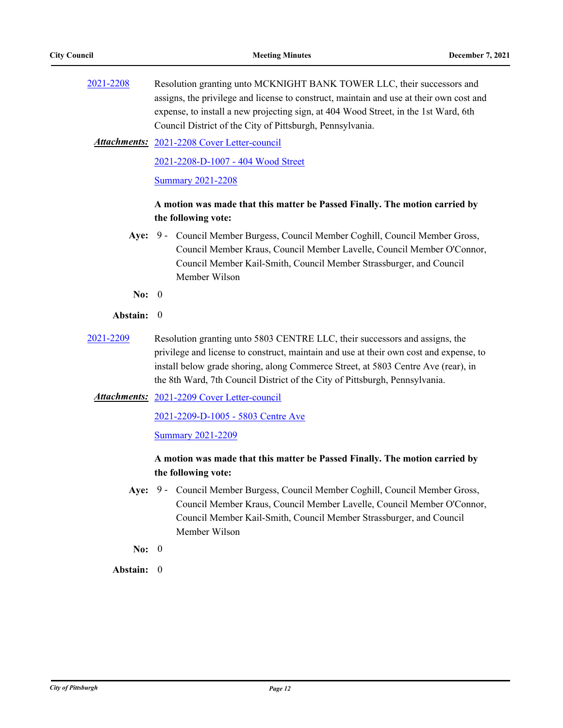2021-2208 Resolution granting unto MCKNIGHT BANK TOWER LLC, their successors and assigns, the privilege and license to construct, maintain and use at their own cost and expense, to install a new projecting sign, at 404 Wood Street, in the 1st Ward, 6th Council District of the City of Pittsburgh, Pennsylvania.

***Attachments:*** 2021-2208 Cover Letter-council

2021-2208-D-1007 - 404 Wood Street

Summary 2021-2208

**A motion was made that this matter be Passed Finally. The motion carried by the following vote:**

**Aye:** 9 - Council Member Burgess, Council Member Coghill, Council Member Gross, Council Member Kraus, Council Member Lavelle, Council Member O'Connor, Council Member Kail-Smith, Council Member Strassburger, and Council Member Wilson

**No:** 0

**Abstain:** 0

2021-2209 Resolution granting unto 5803 CENTRE LLC, their successors and assigns, the privilege and license to construct, maintain and use at their own cost and expense, to install below grade shoring, along Commerce Street, at 5803 Centre Ave (rear), in the 8th Ward, 7th Council District of the City of Pittsburgh, Pennsylvania.

***Attachments:*** 2021-2209 Cover Letter-council

2021-2209-D-1005 - 5803 Centre Ave

Summary 2021-2209

**A motion was made that this matter be Passed Finally. The motion carried by the following vote:**

**Aye:** 9 - Council Member Burgess, Council Member Coghill, Council Member Gross, Council Member Kraus, Council Member Lavelle, Council Member O'Connor, Council Member Kail-Smith, Council Member Strassburger, and Council Member Wilson

**No:** 0

**Abstain:** 0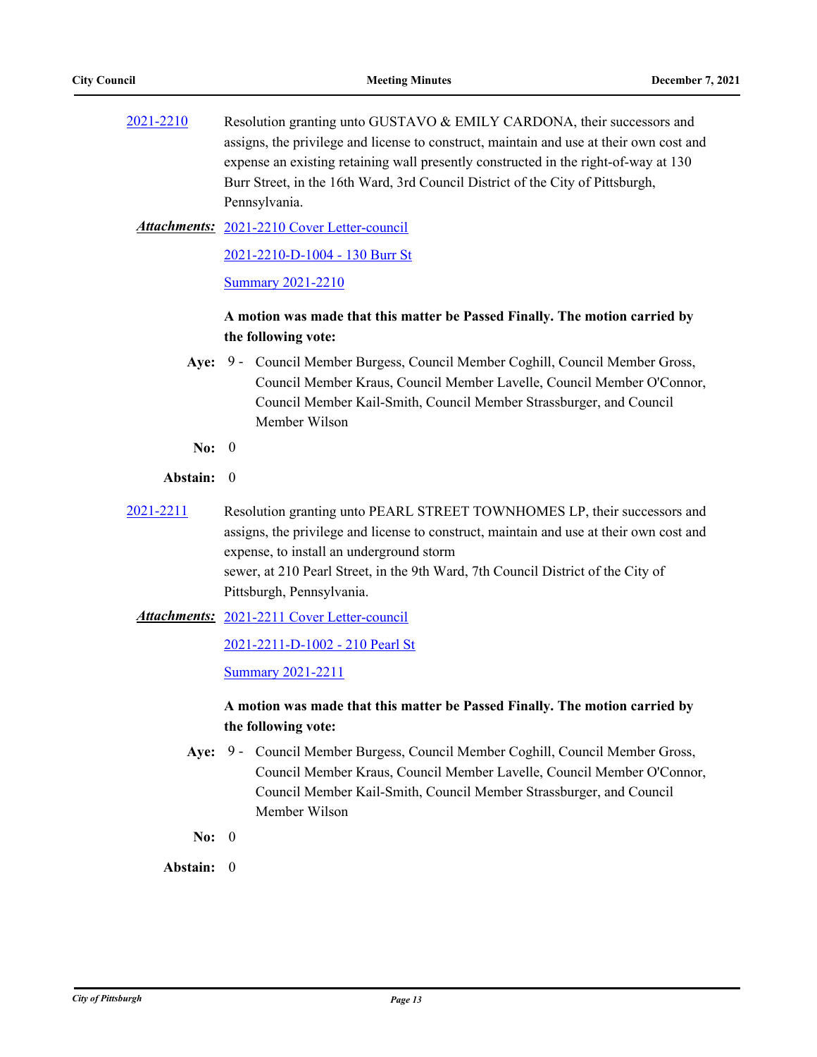2021-2210 Resolution granting unto GUSTAVO & EMILY CARDONA, their successors and assigns, the privilege and license to construct, maintain and use at their own cost and expense an existing retaining wall presently constructed in the right-of-way at 130 Burr Street, in the 16th Ward, 3rd Council District of the City of Pittsburgh, Pennsylvania.

***Attachments:*** 2021-2210 Cover Letter-council

2021-2210-D-1004 - 130 Burr St

Summary 2021-2210

**A motion was made that this matter be Passed Finally. The motion carried by the following vote:**

**Aye:** 9 - Council Member Burgess, Council Member Coghill, Council Member Gross, Council Member Kraus, Council Member Lavelle, Council Member O'Connor, Council Member Kail-Smith, Council Member Strassburger, and Council Member Wilson

**No:** 0

**Abstain:** 0

2021-2211 Resolution granting unto PEARL STREET TOWNHOMES LP, their successors and assigns, the privilege and license to construct, maintain and use at their own cost and expense, to install an underground storm sewer, at 210 Pearl Street, in the 9th Ward, 7th Council District of the City of Pittsburgh, Pennsylvania.

***Attachments:*** 2021-2211 Cover Letter-council

2021-2211-D-1002 - 210 Pearl St

Summary 2021-2211

**A motion was made that this matter be Passed Finally. The motion carried by the following vote:**

**Aye:** 9 - Council Member Burgess, Council Member Coghill, Council Member Gross, Council Member Kraus, Council Member Lavelle, Council Member O'Connor, Council Member Kail-Smith, Council Member Strassburger, and Council Member Wilson

**No:** 0

**Abstain:** 0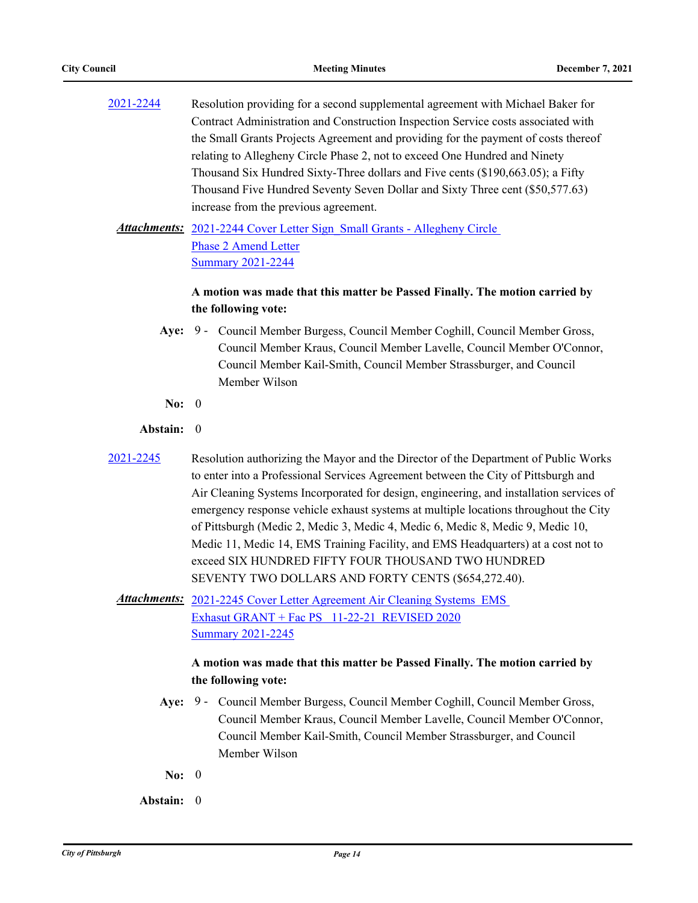[2021-2244](#) Resolution providing for a second supplemental agreement with Michael Baker for Contract Administration and Construction Inspection Service costs associated with the Small Grants Projects Agreement and providing for the payment of costs thereof relating to Allegheny Circle Phase 2, not to exceed One Hundred and Ninety Thousand Six Hundred Sixty-Three dollars and Five cents ($190,663.05); a Fifty Thousand Five Hundred Seventy Seven Dollar and Sixty Three cent ($50,577.63) increase from the previous agreement.

***Attachments:*** [2021-2244 Cover Letter Sign_Small Grants - Allegheny Circle Phase 2 Amend Letter](#)
[Summary 2021-2244](#)

**A motion was made that this matter be Passed Finally. The motion carried by the following vote:**

**Aye:** 9 - Council Member Burgess, Council Member Coghill, Council Member Gross, Council Member Kraus, Council Member Lavelle, Council Member O'Connor, Council Member Kail-Smith, Council Member Strassburger, and Council Member Wilson

**No:** 0

**Abstain:** 0

[2021-2245](#) Resolution authorizing the Mayor and the Director of the Department of Public Works to enter into a Professional Services Agreement between the City of Pittsburgh and Air Cleaning Systems Incorporated for design, engineering, and installation services of emergency response vehicle exhaust systems at multiple locations throughout the City of Pittsburgh (Medic 2, Medic 3, Medic 4, Medic 6, Medic 8, Medic 9, Medic 10, Medic 11, Medic 14, EMS Training Facility, and EMS Headquarters) at a cost not to exceed SIX HUNDRED FIFTY FOUR THOUSAND TWO HUNDRED SEVENTY TWO DOLLARS AND FORTY CENTS ($654,272.40).

***Attachments:*** [2021-2245 Cover Letter Agreement Air Cleaning Systems_EMS Exhaust GRANT + Fac PS_ 11-22-21_REVISED 2020](#)
[Summary 2021-2245](#)

**A motion was made that this matter be Passed Finally. The motion carried by the following vote:**

**Aye:** 9 - Council Member Burgess, Council Member Coghill, Council Member Gross, Council Member Kraus, Council Member Lavelle, Council Member O'Connor, Council Member Kail-Smith, Council Member Strassburger, and Council Member Wilson

**No:** 0

**Abstain:** 0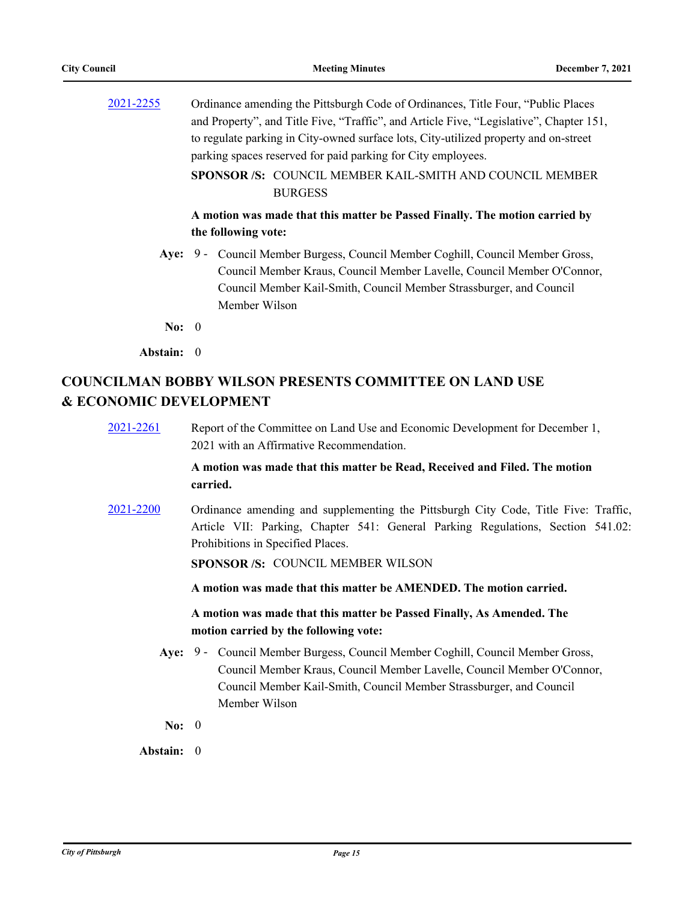2021-2255 Ordinance amending the Pittsburgh Code of Ordinances, Title Four, “Public Places and Property”, and Title Five, “Traffic”, and Article Five, “Legislative”, Chapter 151, to regulate parking in City-owned surface lots, City-utilized property and on-street parking spaces reserved for paid parking for City employees.

**SPONSOR /S:** COUNCIL MEMBER KAIL-SMITH AND COUNCIL MEMBER BURGESS

**A motion was made that this matter be Passed Finally. The motion carried by the following vote:**

**Aye:** 9 - Council Member Burgess, Council Member Coghill, Council Member Gross, Council Member Kraus, Council Member Lavelle, Council Member O'Connor, Council Member Kail-Smith, Council Member Strassburger, and Council Member Wilson

**No:** 0

**Abstain:** 0

## COUNCILMAN BOBBY WILSON PRESENTS COMMITTEE ON LAND USE & ECONOMIC DEVELOPMENT

2021-2261 Report of the Committee on Land Use and Economic Development for December 1, 2021 with an Affirmative Recommendation.

**A motion was made that this matter be Read, Received and Filed. The motion carried.**

2021-2200 Ordinance amending and supplementing the Pittsburgh City Code, Title Five: Traffic, Article VII: Parking, Chapter 541: General Parking Regulations, Section 541.02: Prohibitions in Specified Places.

**SPONSOR /S:** COUNCIL MEMBER WILSON

**A motion was made that this matter be AMENDED. The motion carried.**

**A motion was made that this matter be Passed Finally, As Amended. The motion carried by the following vote:**

**Aye:** 9 - Council Member Burgess, Council Member Coghill, Council Member Gross, Council Member Kraus, Council Member Lavelle, Council Member O'Connor, Council Member Kail-Smith, Council Member Strassburger, and Council Member Wilson

**No:** 0

**Abstain:** 0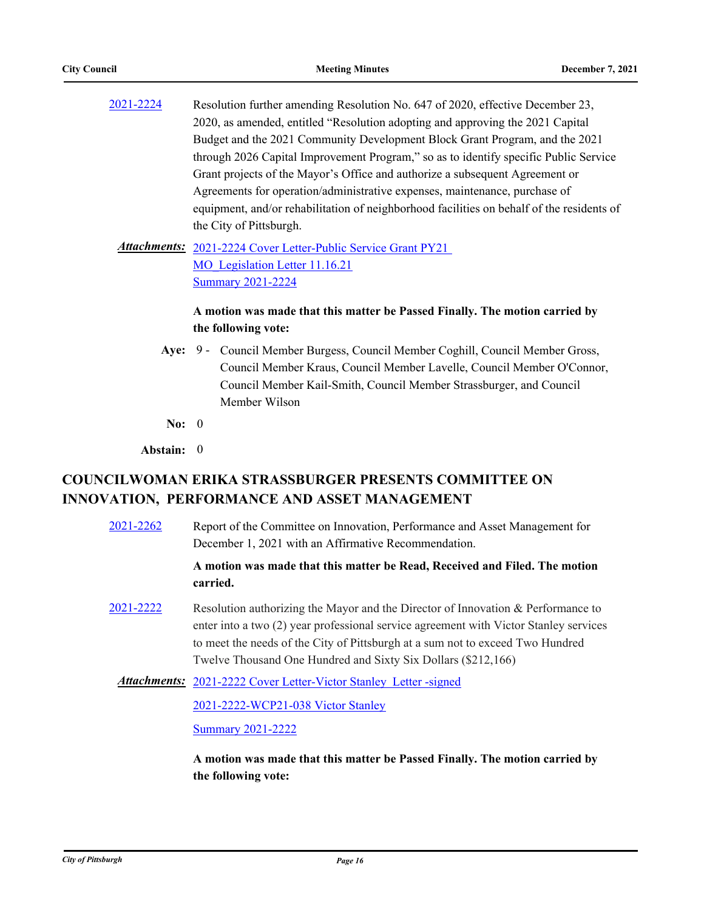[2021-2224](#) Resolution further amending Resolution No. 647 of 2020, effective December 23, 2020, as amended, entitled "Resolution adopting and approving the 2021 Capital Budget and the 2021 Community Development Block Grant Program, and the 2021 through 2026 Capital Improvement Program," so as to identify specific Public Service Grant projects of the Mayor's Office and authorize a subsequent Agreement or Agreements for operation/administrative expenses, maintenance, purchase of equipment, and/or rehabilitation of neighborhood facilities on behalf of the residents of the City of Pittsburgh.

***Attachments:*** [2021-2224 Cover Letter-Public Service Grant PY21](#)
[MO_Legislation Letter 11.16.21](#)
[Summary 2021-2224](#)

**A motion was made that this matter be Passed Finally. The motion carried by the following vote:**

**Aye:** 9 - Council Member Burgess, Council Member Coghill, Council Member Gross, Council Member Kraus, Council Member Lavelle, Council Member O'Connor, Council Member Kail-Smith, Council Member Strassburger, and Council Member Wilson

**No:** 0

**Abstain:** 0

## COUNCILWOMAN ERIKA STRASSBURGER PRESENTS COMMITTEE ON INNOVATION, PERFORMANCE AND ASSET MANAGEMENT

[2021-2262](#) Report of the Committee on Innovation, Performance and Asset Management for December 1, 2021 with an Affirmative Recommendation.

**A motion was made that this matter be Read, Received and Filed. The motion carried.**

[2021-2222](#) Resolution authorizing the Mayor and the Director of Innovation & Performance to enter into a two (2) year professional service agreement with Victor Stanley services to meet the needs of the City of Pittsburgh at a sum not to exceed Two Hundred Twelve Thousand One Hundred and Sixty Six Dollars ($212,166)

***Attachments:*** [2021-2222 Cover Letter-Victor Stanley Letter -signed](#)
[2021-2222-WCP21-038 Victor Stanley](#)
[Summary 2021-2222](#)

**A motion was made that this matter be Passed Finally. The motion carried by the following vote:**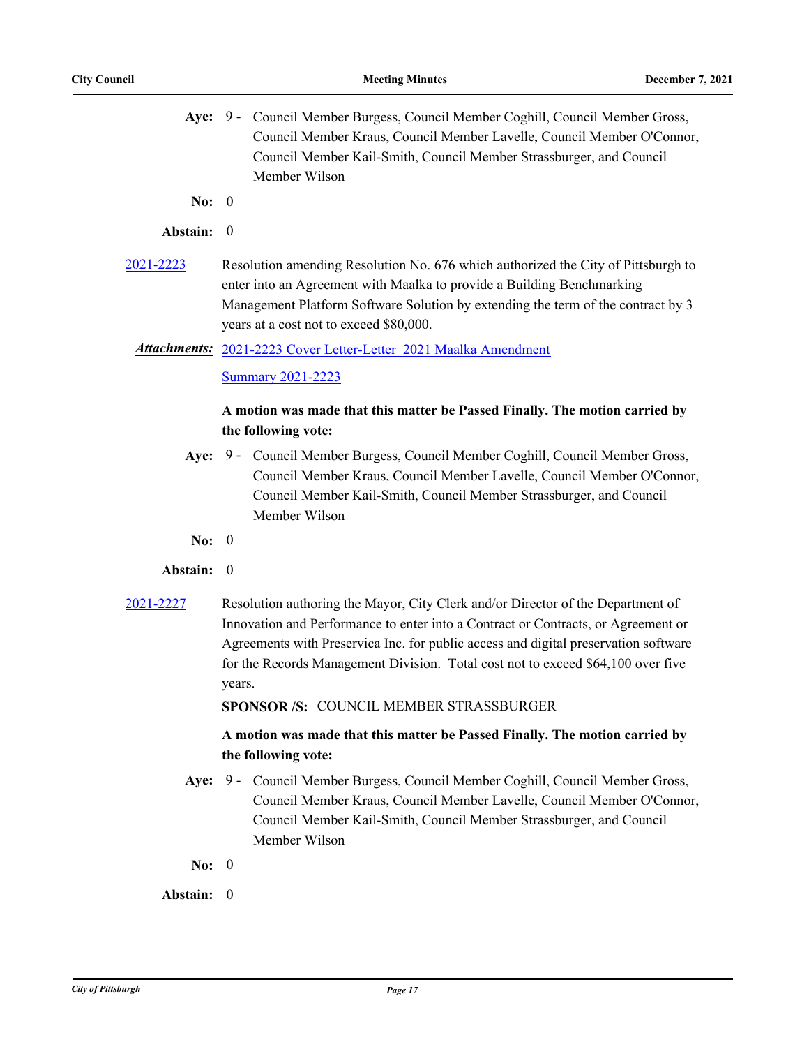**Aye:** 9 - Council Member Burgess, Council Member Coghill, Council Member Gross, Council Member Kraus, Council Member Lavelle, Council Member O'Connor, Council Member Kail-Smith, Council Member Strassburger, and Council Member Wilson

**No:** 0

**Abstain:** 0

2021-2223 Resolution amending Resolution No. 676 which authorized the City of Pittsburgh to enter into an Agreement with Maalka to provide a Building Benchmarking Management Platform Software Solution by extending the term of the contract by 3 years at a cost not to exceed $80,000.

***Attachments:*** 2021-2223 Cover Letter-Letter_2021 Maalka Amendment

Summary 2021-2223

**A motion was made that this matter be Passed Finally. The motion carried by the following vote:**

**Aye:** 9 - Council Member Burgess, Council Member Coghill, Council Member Gross, Council Member Kraus, Council Member Lavelle, Council Member O'Connor, Council Member Kail-Smith, Council Member Strassburger, and Council Member Wilson

**No:** 0

**Abstain:** 0

2021-2227 Resolution authoring the Mayor, City Clerk and/or Director of the Department of Innovation and Performance to enter into a Contract or Contracts, or Agreement or Agreements with Preservica Inc. for public access and digital preservation software for the Records Management Division. Total cost not to exceed $64,100 over five years.

**SPONSOR /S:** COUNCIL MEMBER STRASSBURGER

**A motion was made that this matter be Passed Finally. The motion carried by the following vote:**

**Aye:** 9 - Council Member Burgess, Council Member Coghill, Council Member Gross, Council Member Kraus, Council Member Lavelle, Council Member O'Connor, Council Member Kail-Smith, Council Member Strassburger, and Council Member Wilson

**No:** 0

**Abstain:** 0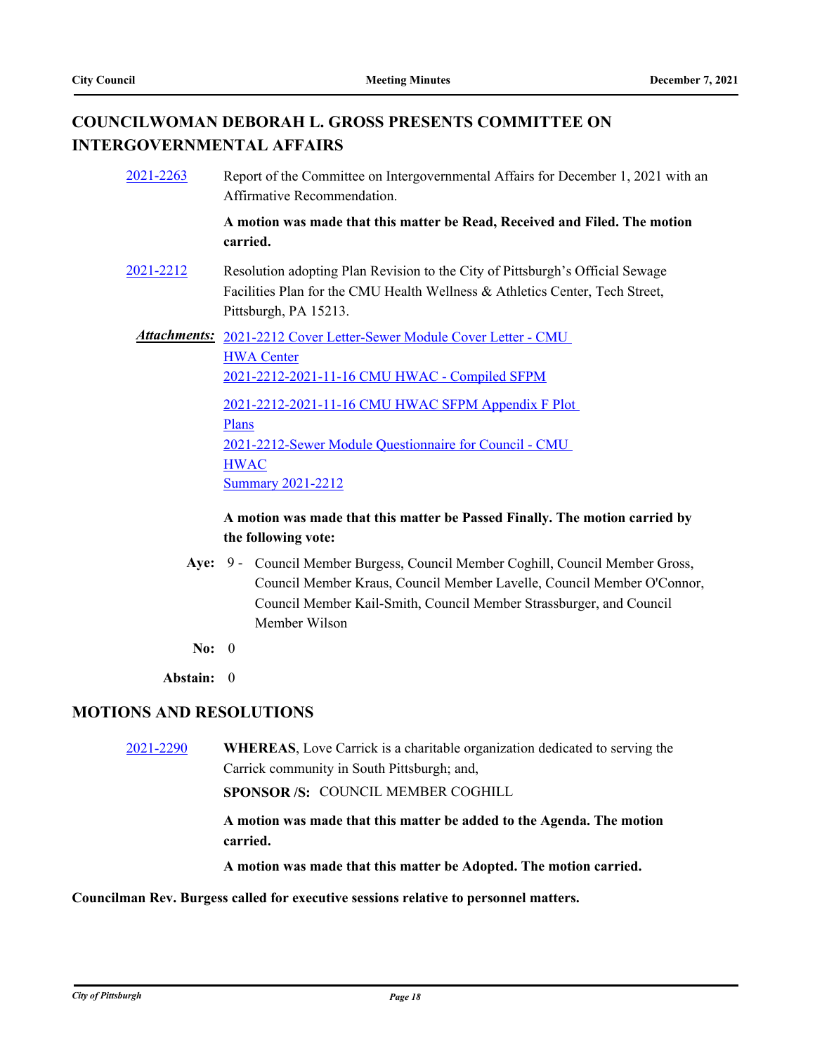## COUNCILWOMAN DEBORAH L. GROSS PRESENTS COMMITTEE ON INTERGOVERNMENTAL AFFAIRS

[2021-2263](#) Report of the Committee on Intergovernmental Affairs for December 1, 2021 with an Affirmative Recommendation.

**A motion was made that this matter be Read, Received and Filed. The motion carried.**

[2021-2212](#) Resolution adopting Plan Revision to the City of Pittsburgh's Official Sewage Facilities Plan for the CMU Health Wellness & Athletics Center, Tech Street, Pittsburgh, PA 15213.

***Attachments:*** 2021-2212 Cover Letter-Sewer Module Cover Letter - CMU HWA Center
2021-2212-2021-11-16 CMU HWAC - Compiled SFPM
2021-2212-2021-11-16 CMU HWAC SFPM Appendix F Plot Plans
2021-2212-Sewer Module Questionnaire for Council - CMU HWAC
Summary 2021-2212

**A motion was made that this matter be Passed Finally. The motion carried by the following vote:**

**Aye:** 9 - Council Member Burgess, Council Member Coghill, Council Member Gross, Council Member Kraus, Council Member Lavelle, Council Member O'Connor, Council Member Kail-Smith, Council Member Strassburger, and Council Member Wilson

**No:** 0

**Abstain:** 0

## MOTIONS AND RESOLUTIONS

[2021-2290](#) **WHEREAS**, Love Carrick is a charitable organization dedicated to serving the Carrick community in South Pittsburgh; and,

**SPONSOR /S:** COUNCIL MEMBER COGHILL

**A motion was made that this matter be added to the Agenda. The motion carried.**

**A motion was made that this matter be Adopted. The motion carried.**

**Councilman Rev. Burgess called for executive sessions relative to personnel matters.**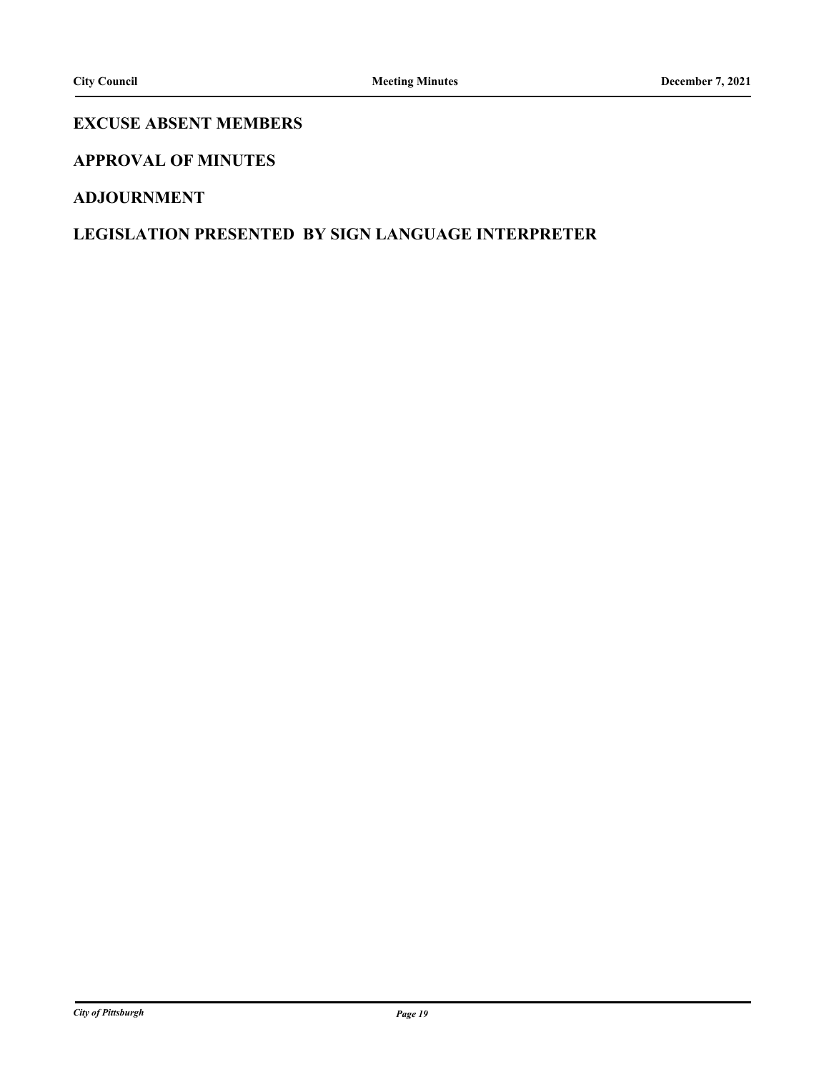## EXCUSE ABSENT MEMBERS

## APPROVAL OF MINUTES

## ADJOURNMENT

## LEGISLATION PRESENTED BY SIGN LANGUAGE INTERPRETER